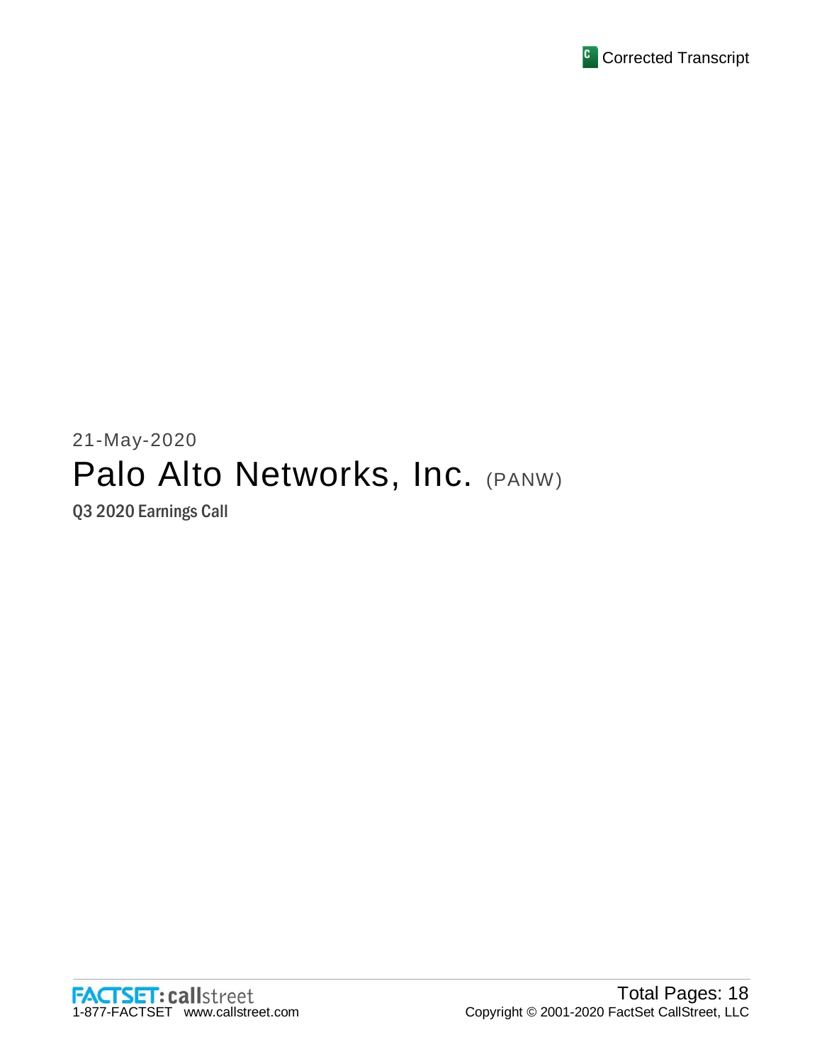Corrected Transcript

21-May-2020

# Palo Alto Networks, Inc. (PANW)

## Q3 2020 Earnings Call

FACTSET: callstreet
1-877-FACTSET www.callstreet.com

Total Pages: 18
Copyright © 2001-2020 FactSet CallStreet, LLC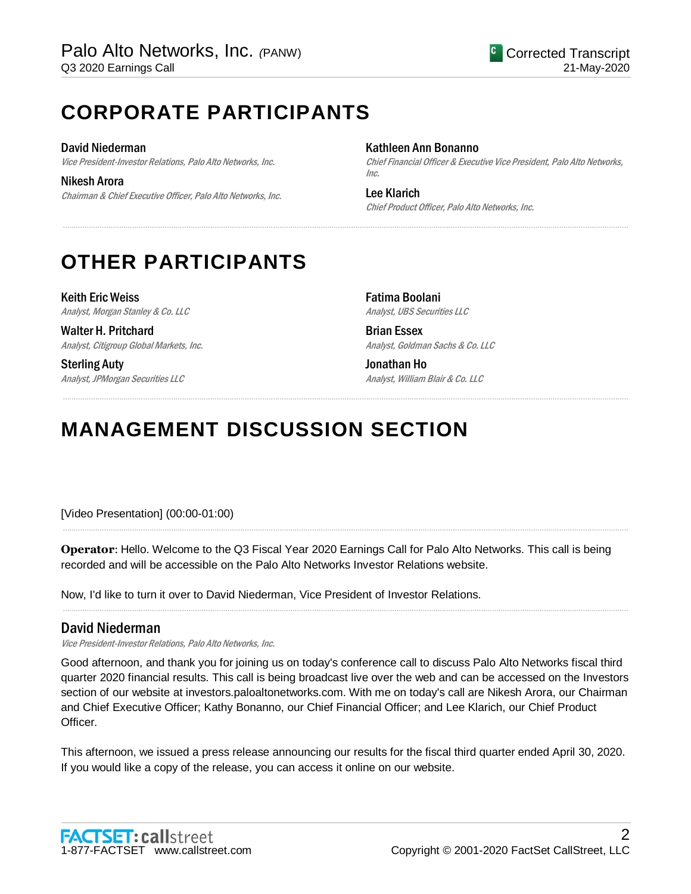# CORPORATE PARTICIPANTS

**David Niederman**
*Vice President-Investor Relations, Palo Alto Networks, Inc.*

**Nikesh Arora**
*Chairman & Chief Executive Officer, Palo Alto Networks, Inc.*

**Kathleen Ann Bonanno**
*Chief Financial Officer & Executive Vice President, Palo Alto Networks, Inc.*

**Lee Klarich**
*Chief Product Officer, Palo Alto Networks, Inc.*

# OTHER PARTICIPANTS

**Keith Eric Weiss**
*Analyst, Morgan Stanley & Co. LLC*

**Walter H. Pritchard**
*Analyst, Citigroup Global Markets, Inc.*

**Sterling Auty**
*Analyst, JPMorgan Securities LLC*

**Fatima Boolani**
*Analyst, UBS Securities LLC*

**Brian Essex**
*Analyst, Goldman Sachs & Co. LLC*

**Jonathan Ho**
*Analyst, William Blair & Co. LLC*

# MANAGEMENT DISCUSSION SECTION

[Video Presentation] (00:00-01:00)

**Operator**: Hello. Welcome to the Q3 Fiscal Year 2020 Earnings Call for Palo Alto Networks. This call is being recorded and will be accessible on the Palo Alto Networks Investor Relations website.

Now, I'd like to turn it over to David Niederman, Vice President of Investor Relations.

## David Niederman

*Vice President-Investor Relations, Palo Alto Networks, Inc.*

Good afternoon, and thank you for joining us on today's conference call to discuss Palo Alto Networks fiscal third quarter 2020 financial results. This call is being broadcast live over the web and can be accessed on the Investors section of our website at investors.paloaltonetworks.com. With me on today's call are Nikesh Arora, our Chairman and Chief Executive Officer; Kathy Bonanno, our Chief Financial Officer; and Lee Klarich, our Chief Product Officer.

This afternoon, we issued a press release announcing our results for the fiscal third quarter ended April 30, 2020. If you would like a copy of the release, you can access it online on our website.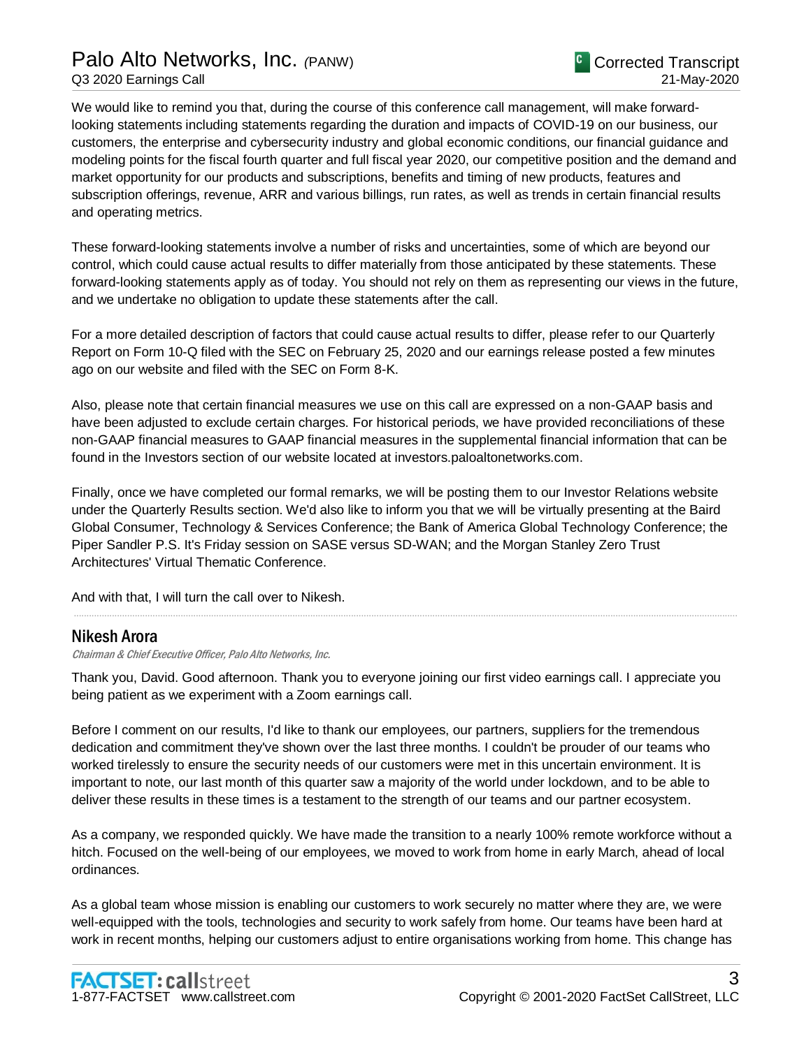We would like to remind you that, during the course of this conference call management, will make forward-looking statements including statements regarding the duration and impacts of COVID-19 on our business, our customers, the enterprise and cybersecurity industry and global economic conditions, our financial guidance and modeling points for the fiscal fourth quarter and full fiscal year 2020, our competitive position and the demand and market opportunity for our products and subscriptions, benefits and timing of new products, features and subscription offerings, revenue, ARR and various billings, run rates, as well as trends in certain financial results and operating metrics.

These forward-looking statements involve a number of risks and uncertainties, some of which are beyond our control, which could cause actual results to differ materially from those anticipated by these statements. These forward-looking statements apply as of today. You should not rely on them as representing our views in the future, and we undertake no obligation to update these statements after the call.

For a more detailed description of factors that could cause actual results to differ, please refer to our Quarterly Report on Form 10-Q filed with the SEC on February 25, 2020 and our earnings release posted a few minutes ago on our website and filed with the SEC on Form 8-K.

Also, please note that certain financial measures we use on this call are expressed on a non-GAAP basis and have been adjusted to exclude certain charges. For historical periods, we have provided reconciliations of these non-GAAP financial measures to GAAP financial measures in the supplemental financial information that can be found in the Investors section of our website located at investors.paloaltonetworks.com.

Finally, once we have completed our formal remarks, we will be posting them to our Investor Relations website under the Quarterly Results section. We'd also like to inform you that we will be virtually presenting at the Baird Global Consumer, Technology & Services Conference; the Bank of America Global Technology Conference; the Piper Sandler P.S. It's Friday session on SASE versus SD-WAN; and the Morgan Stanley Zero Trust Architectures' Virtual Thematic Conference.

And with that, I will turn the call over to Nikesh.

---

## Nikesh Arora

*Chairman & Chief Executive Officer, Palo Alto Networks, Inc.*

Thank you, David. Good afternoon. Thank you to everyone joining our first video earnings call. I appreciate you being patient as we experiment with a Zoom earnings call.

Before I comment on our results, I'd like to thank our employees, our partners, suppliers for the tremendous dedication and commitment they've shown over the last three months. I couldn't be prouder of our teams who worked tirelessly to ensure the security needs of our customers were met in this uncertain environment. It is important to note, our last month of this quarter saw a majority of the world under lockdown, and to be able to deliver these results in these times is a testament to the strength of our teams and our partner ecosystem.

As a company, we responded quickly. We have made the transition to a nearly 100% remote workforce without a hitch. Focused on the well-being of our employees, we moved to work from home in early March, ahead of local ordinances.

As a global team whose mission is enabling our customers to work securely no matter where they are, we were well-equipped with the tools, technologies and security to work safely from home. Our teams have been hard at work in recent months, helping our customers adjust to entire organisations working from home. This change has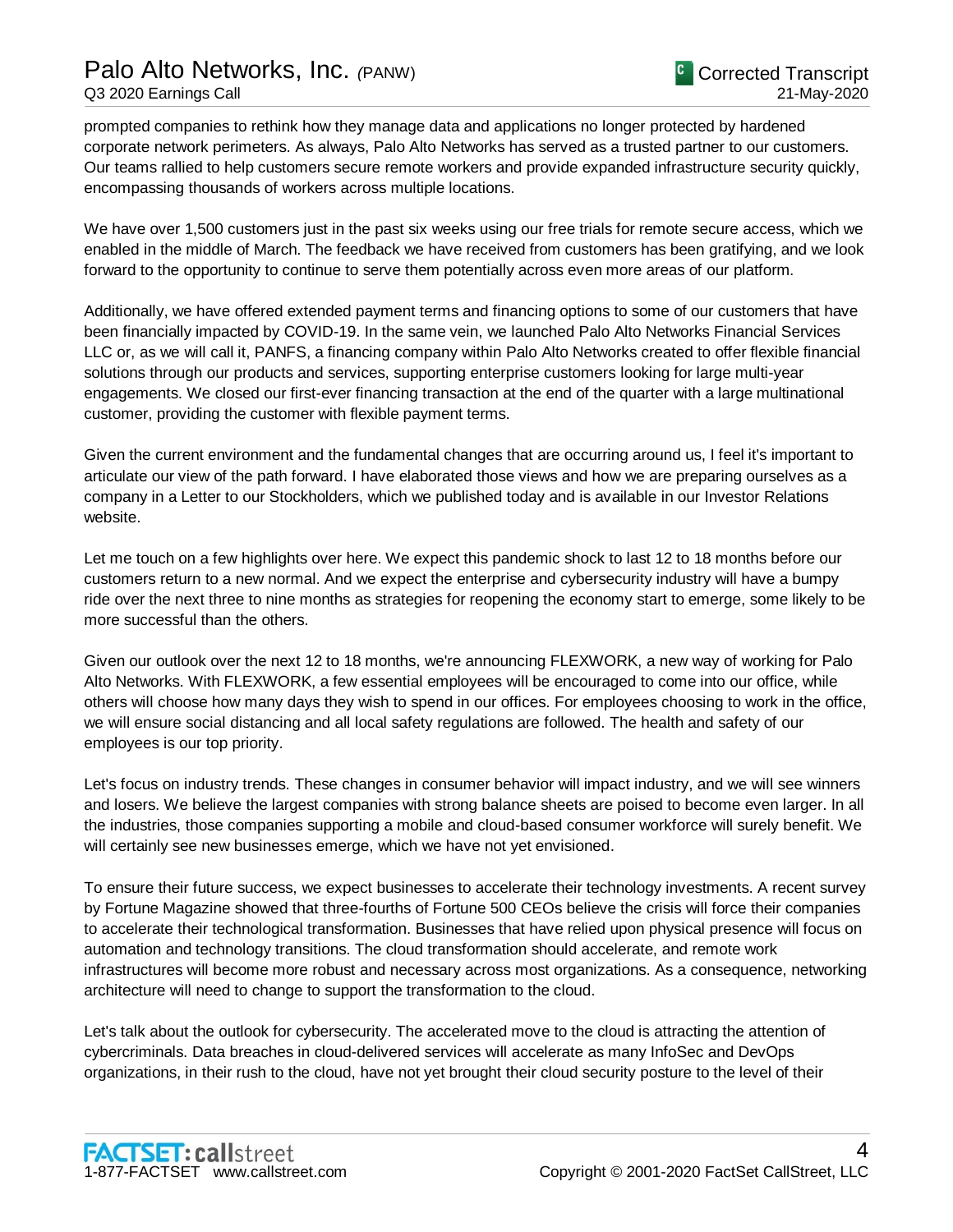prompted companies to rethink how they manage data and applications no longer protected by hardened corporate network perimeters. As always, Palo Alto Networks has served as a trusted partner to our customers. Our teams rallied to help customers secure remote workers and provide expanded infrastructure security quickly, encompassing thousands of workers across multiple locations.

We have over 1,500 customers just in the past six weeks using our free trials for remote secure access, which we enabled in the middle of March. The feedback we have received from customers has been gratifying, and we look forward to the opportunity to continue to serve them potentially across even more areas of our platform.

Additionally, we have offered extended payment terms and financing options to some of our customers that have been financially impacted by COVID-19. In the same vein, we launched Palo Alto Networks Financial Services LLC or, as we will call it, PANFS, a financing company within Palo Alto Networks created to offer flexible financial solutions through our products and services, supporting enterprise customers looking for large multi-year engagements. We closed our first-ever financing transaction at the end of the quarter with a large multinational customer, providing the customer with flexible payment terms.

Given the current environment and the fundamental changes that are occurring around us, I feel it's important to articulate our view of the path forward. I have elaborated those views and how we are preparing ourselves as a company in a Letter to our Stockholders, which we published today and is available in our Investor Relations website.

Let me touch on a few highlights over here. We expect this pandemic shock to last 12 to 18 months before our customers return to a new normal. And we expect the enterprise and cybersecurity industry will have a bumpy ride over the next three to nine months as strategies for reopening the economy start to emerge, some likely to be more successful than the others.

Given our outlook over the next 12 to 18 months, we're announcing FLEXWORK, a new way of working for Palo Alto Networks. With FLEXWORK, a few essential employees will be encouraged to come into our office, while others will choose how many days they wish to spend in our offices. For employees choosing to work in the office, we will ensure social distancing and all local safety regulations are followed. The health and safety of our employees is our top priority.

Let's focus on industry trends. These changes in consumer behavior will impact industry, and we will see winners and losers. We believe the largest companies with strong balance sheets are poised to become even larger. In all the industries, those companies supporting a mobile and cloud-based consumer workforce will surely benefit. We will certainly see new businesses emerge, which we have not yet envisioned.

To ensure their future success, we expect businesses to accelerate their technology investments. A recent survey by Fortune Magazine showed that three-fourths of Fortune 500 CEOs believe the crisis will force their companies to accelerate their technological transformation. Businesses that have relied upon physical presence will focus on automation and technology transitions. The cloud transformation should accelerate, and remote work infrastructures will become more robust and necessary across most organizations. As a consequence, networking architecture will need to change to support the transformation to the cloud.

Let's talk about the outlook for cybersecurity. The accelerated move to the cloud is attracting the attention of cybercriminals. Data breaches in cloud-delivered services will accelerate as many InfoSec and DevOps organizations, in their rush to the cloud, have not yet brought their cloud security posture to the level of their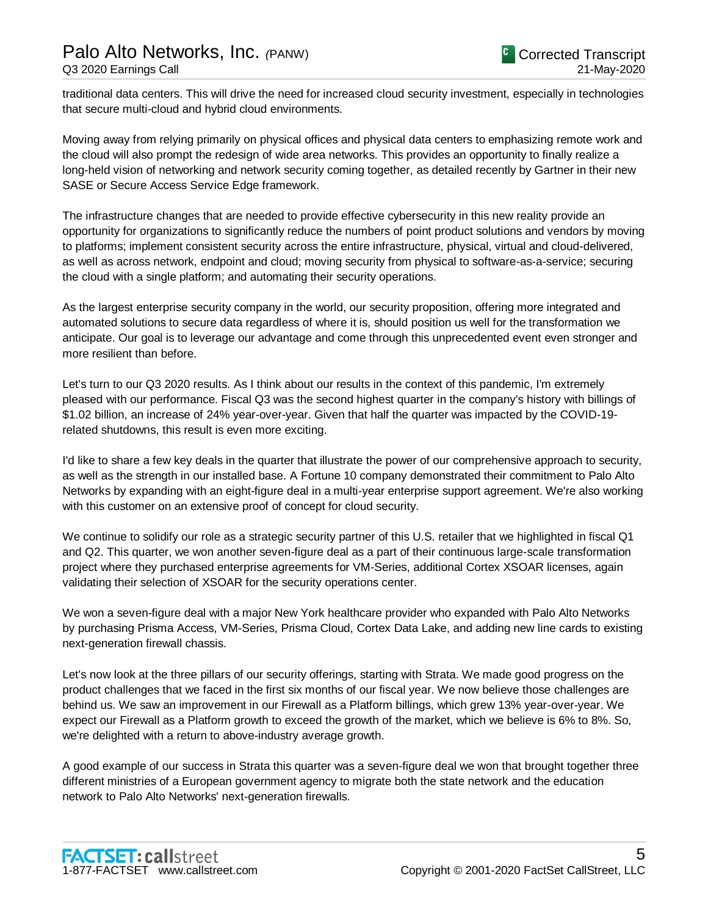traditional data centers. This will drive the need for increased cloud security investment, especially in technologies that secure multi-cloud and hybrid cloud environments.

Moving away from relying primarily on physical offices and physical data centers to emphasizing remote work and the cloud will also prompt the redesign of wide area networks. This provides an opportunity to finally realize a long-held vision of networking and network security coming together, as detailed recently by Gartner in their new SASE or Secure Access Service Edge framework.

The infrastructure changes that are needed to provide effective cybersecurity in this new reality provide an opportunity for organizations to significantly reduce the numbers of point product solutions and vendors by moving to platforms; implement consistent security across the entire infrastructure, physical, virtual and cloud-delivered, as well as across network, endpoint and cloud; moving security from physical to software-as-a-service; securing the cloud with a single platform; and automating their security operations.

As the largest enterprise security company in the world, our security proposition, offering more integrated and automated solutions to secure data regardless of where it is, should position us well for the transformation we anticipate. Our goal is to leverage our advantage and come through this unprecedented event even stronger and more resilient than before.

Let's turn to our Q3 2020 results. As I think about our results in the context of this pandemic, I'm extremely pleased with our performance. Fiscal Q3 was the second highest quarter in the company's history with billings of $1.02 billion, an increase of 24% year-over-year. Given that half the quarter was impacted by the COVID-19-related shutdowns, this result is even more exciting.

I'd like to share a few key deals in the quarter that illustrate the power of our comprehensive approach to security, as well as the strength in our installed base. A Fortune 10 company demonstrated their commitment to Palo Alto Networks by expanding with an eight-figure deal in a multi-year enterprise support agreement. We're also working with this customer on an extensive proof of concept for cloud security.

We continue to solidify our role as a strategic security partner of this U.S. retailer that we highlighted in fiscal Q1 and Q2. This quarter, we won another seven-figure deal as a part of their continuous large-scale transformation project where they purchased enterprise agreements for VM-Series, additional Cortex XSOAR licenses, again validating their selection of XSOAR for the security operations center.

We won a seven-figure deal with a major New York healthcare provider who expanded with Palo Alto Networks by purchasing Prisma Access, VM-Series, Prisma Cloud, Cortex Data Lake, and adding new line cards to existing next-generation firewall chassis.

Let's now look at the three pillars of our security offerings, starting with Strata. We made good progress on the product challenges that we faced in the first six months of our fiscal year. We now believe those challenges are behind us. We saw an improvement in our Firewall as a Platform billings, which grew 13% year-over-year. We expect our Firewall as a Platform growth to exceed the growth of the market, which we believe is 6% to 8%. So, we're delighted with a return to above-industry average growth.

A good example of our success in Strata this quarter was a seven-figure deal we won that brought together three different ministries of a European government agency to migrate both the state network and the education network to Palo Alto Networks' next-generation firewalls.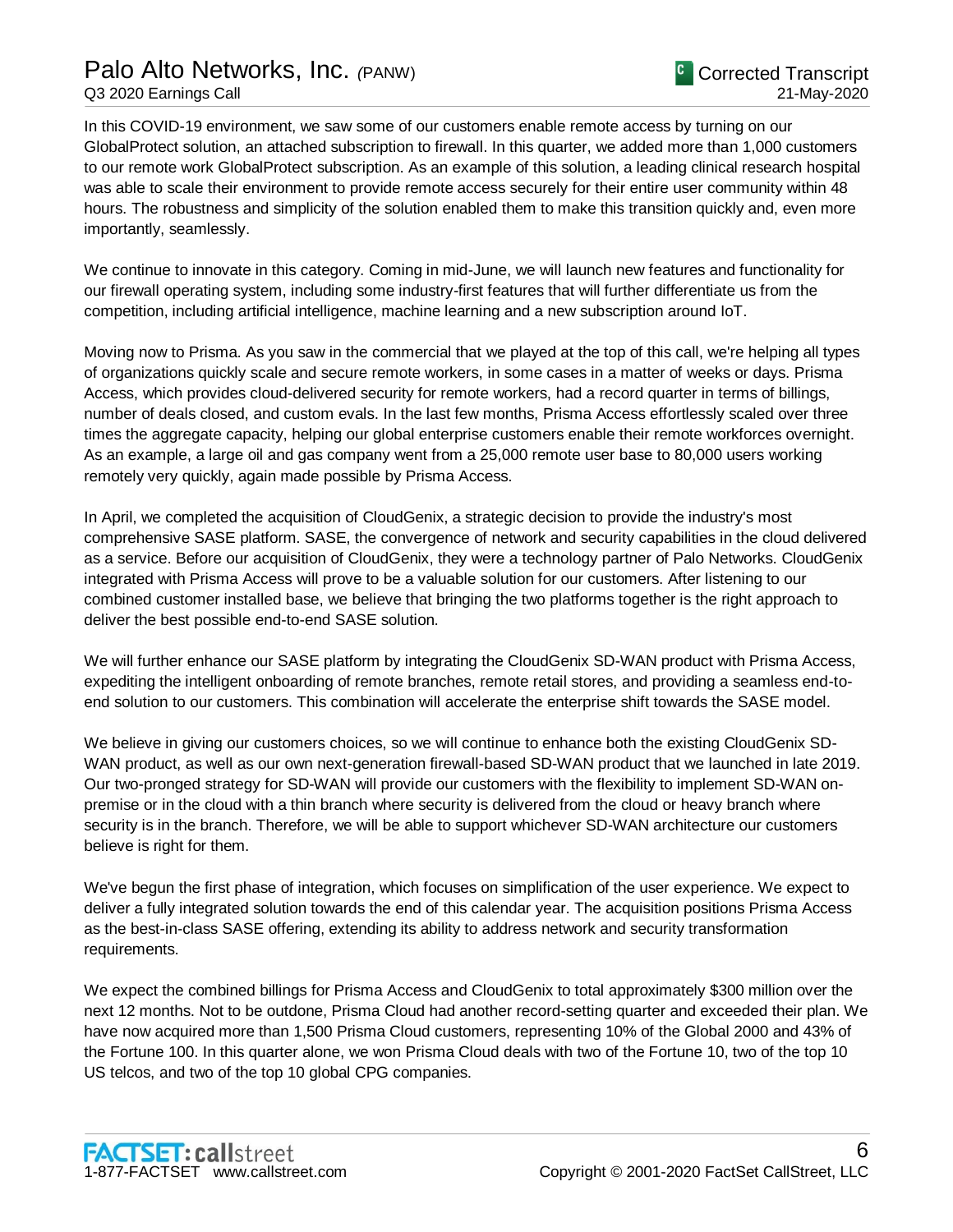In this COVID-19 environment, we saw some of our customers enable remote access by turning on our GlobalProtect solution, an attached subscription to firewall. In this quarter, we added more than 1,000 customers to our remote work GlobalProtect subscription. As an example of this solution, a leading clinical research hospital was able to scale their environment to provide remote access securely for their entire user community within 48 hours. The robustness and simplicity of the solution enabled them to make this transition quickly and, even more importantly, seamlessly.

We continue to innovate in this category. Coming in mid-June, we will launch new features and functionality for our firewall operating system, including some industry-first features that will further differentiate us from the competition, including artificial intelligence, machine learning and a new subscription around IoT.

Moving now to Prisma. As you saw in the commercial that we played at the top of this call, we're helping all types of organizations quickly scale and secure remote workers, in some cases in a matter of weeks or days. Prisma Access, which provides cloud-delivered security for remote workers, had a record quarter in terms of billings, number of deals closed, and custom evals. In the last few months, Prisma Access effortlessly scaled over three times the aggregate capacity, helping our global enterprise customers enable their remote workforces overnight. As an example, a large oil and gas company went from a 25,000 remote user base to 80,000 users working remotely very quickly, again made possible by Prisma Access.

In April, we completed the acquisition of CloudGenix, a strategic decision to provide the industry's most comprehensive SASE platform. SASE, the convergence of network and security capabilities in the cloud delivered as a service. Before our acquisition of CloudGenix, they were a technology partner of Palo Networks. CloudGenix integrated with Prisma Access will prove to be a valuable solution for our customers. After listening to our combined customer installed base, we believe that bringing the two platforms together is the right approach to deliver the best possible end-to-end SASE solution.

We will further enhance our SASE platform by integrating the CloudGenix SD-WAN product with Prisma Access, expediting the intelligent onboarding of remote branches, remote retail stores, and providing a seamless end-to-end solution to our customers. This combination will accelerate the enterprise shift towards the SASE model.

We believe in giving our customers choices, so we will continue to enhance both the existing CloudGenix SD-WAN product, as well as our own next-generation firewall-based SD-WAN product that we launched in late 2019. Our two-pronged strategy for SD-WAN will provide our customers with the flexibility to implement SD-WAN on-premise or in the cloud with a thin branch where security is delivered from the cloud or heavy branch where security is in the branch. Therefore, we will be able to support whichever SD-WAN architecture our customers believe is right for them.

We've begun the first phase of integration, which focuses on simplification of the user experience. We expect to deliver a fully integrated solution towards the end of this calendar year. The acquisition positions Prisma Access as the best-in-class SASE offering, extending its ability to address network and security transformation requirements.

We expect the combined billings for Prisma Access and CloudGenix to total approximately $300 million over the next 12 months. Not to be outdone, Prisma Cloud had another record-setting quarter and exceeded their plan. We have now acquired more than 1,500 Prisma Cloud customers, representing 10% of the Global 2000 and 43% of the Fortune 100. In this quarter alone, we won Prisma Cloud deals with two of the Fortune 10, two of the top 10 US telcos, and two of the top 10 global CPG companies.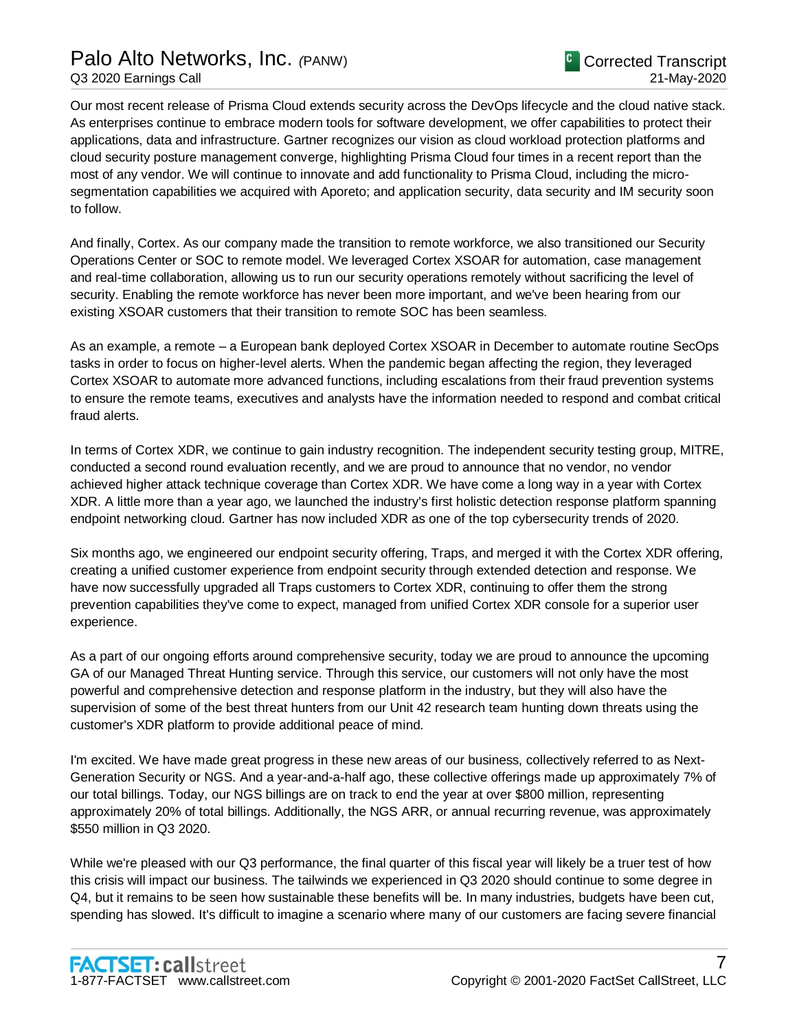Our most recent release of Prisma Cloud extends security across the DevOps lifecycle and the cloud native stack. As enterprises continue to embrace modern tools for software development, we offer capabilities to protect their applications, data and infrastructure. Gartner recognizes our vision as cloud workload protection platforms and cloud security posture management converge, highlighting Prisma Cloud four times in a recent report than the most of any vendor. We will continue to innovate and add functionality to Prisma Cloud, including the micro-segmentation capabilities we acquired with Aporeto; and application security, data security and IM security soon to follow.

And finally, Cortex. As our company made the transition to remote workforce, we also transitioned our Security Operations Center or SOC to remote model. We leveraged Cortex XSOAR for automation, case management and real-time collaboration, allowing us to run our security operations remotely without sacrificing the level of security. Enabling the remote workforce has never been more important, and we've been hearing from our existing XSOAR customers that their transition to remote SOC has been seamless.

As an example, a remote – a European bank deployed Cortex XSOAR in December to automate routine SecOps tasks in order to focus on higher-level alerts. When the pandemic began affecting the region, they leveraged Cortex XSOAR to automate more advanced functions, including escalations from their fraud prevention systems to ensure the remote teams, executives and analysts have the information needed to respond and combat critical fraud alerts.

In terms of Cortex XDR, we continue to gain industry recognition. The independent security testing group, MITRE, conducted a second round evaluation recently, and we are proud to announce that no vendor, no vendor achieved higher attack technique coverage than Cortex XDR. We have come a long way in a year with Cortex XDR. A little more than a year ago, we launched the industry's first holistic detection response platform spanning endpoint networking cloud. Gartner has now included XDR as one of the top cybersecurity trends of 2020.

Six months ago, we engineered our endpoint security offering, Traps, and merged it with the Cortex XDR offering, creating a unified customer experience from endpoint security through extended detection and response. We have now successfully upgraded all Traps customers to Cortex XDR, continuing to offer them the strong prevention capabilities they've come to expect, managed from unified Cortex XDR console for a superior user experience.

As a part of our ongoing efforts around comprehensive security, today we are proud to announce the upcoming GA of our Managed Threat Hunting service. Through this service, our customers will not only have the most powerful and comprehensive detection and response platform in the industry, but they will also have the supervision of some of the best threat hunters from our Unit 42 research team hunting down threats using the customer's XDR platform to provide additional peace of mind.

I'm excited. We have made great progress in these new areas of our business, collectively referred to as Next-Generation Security or NGS. And a year-and-a-half ago, these collective offerings made up approximately 7% of our total billings. Today, our NGS billings are on track to end the year at over $800 million, representing approximately 20% of total billings. Additionally, the NGS ARR, or annual recurring revenue, was approximately $550 million in Q3 2020.

While we're pleased with our Q3 performance, the final quarter of this fiscal year will likely be a truer test of how this crisis will impact our business. The tailwinds we experienced in Q3 2020 should continue to some degree in Q4, but it remains to be seen how sustainable these benefits will be. In many industries, budgets have been cut, spending has slowed. It's difficult to imagine a scenario where many of our customers are facing severe financial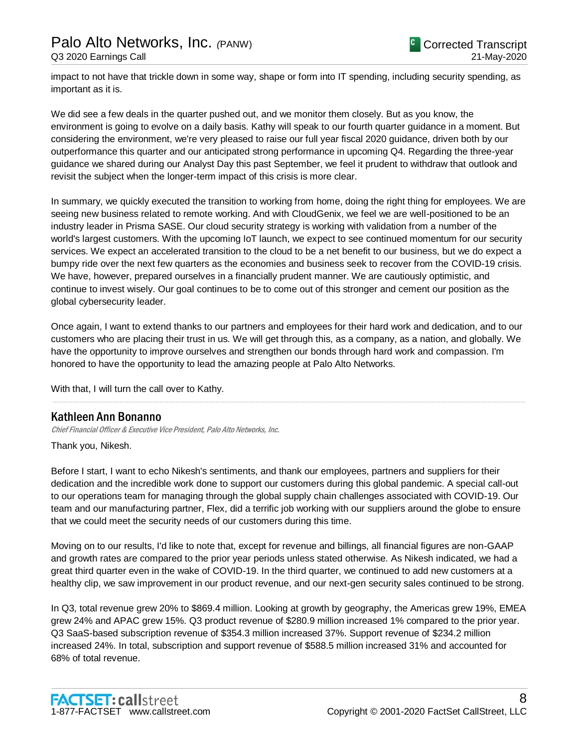impact to not have that trickle down in some way, shape or form into IT spending, including security spending, as important as it is.

We did see a few deals in the quarter pushed out, and we monitor them closely. But as you know, the environment is going to evolve on a daily basis. Kathy will speak to our fourth quarter guidance in a moment. But considering the environment, we're very pleased to raise our full year fiscal 2020 guidance, driven both by our outperformance this quarter and our anticipated strong performance in upcoming Q4. Regarding the three-year guidance we shared during our Analyst Day this past September, we feel it prudent to withdraw that outlook and revisit the subject when the longer-term impact of this crisis is more clear.

In summary, we quickly executed the transition to working from home, doing the right thing for employees. We are seeing new business related to remote working. And with CloudGenix, we feel we are well-positioned to be an industry leader in Prisma SASE. Our cloud security strategy is working with validation from a number of the world's largest customers. With the upcoming IoT launch, we expect to see continued momentum for our security services. We expect an accelerated transition to the cloud to be a net benefit to our business, but we do expect a bumpy ride over the next few quarters as the economies and business seek to recover from the COVID-19 crisis. We have, however, prepared ourselves in a financially prudent manner. We are cautiously optimistic, and continue to invest wisely. Our goal continues to be to come out of this stronger and cement our position as the global cybersecurity leader.

Once again, I want to extend thanks to our partners and employees for their hard work and dedication, and to our customers who are placing their trust in us. We will get through this, as a company, as a nation, and globally. We have the opportunity to improve ourselves and strengthen our bonds through hard work and compassion. I'm honored to have the opportunity to lead the amazing people at Palo Alto Networks.

With that, I will turn the call over to Kathy.

## Kathleen Ann Bonanno

*Chief Financial Officer & Executive Vice President, Palo Alto Networks, Inc.*

Thank you, Nikesh.

Before I start, I want to echo Nikesh's sentiments, and thank our employees, partners and suppliers for their dedication and the incredible work done to support our customers during this global pandemic. A special call-out to our operations team for managing through the global supply chain challenges associated with COVID-19. Our team and our manufacturing partner, Flex, did a terrific job working with our suppliers around the globe to ensure that we could meet the security needs of our customers during this time.

Moving on to our results, I'd like to note that, except for revenue and billings, all financial figures are non-GAAP and growth rates are compared to the prior year periods unless stated otherwise. As Nikesh indicated, we had a great third quarter even in the wake of COVID-19. In the third quarter, we continued to add new customers at a healthy clip, we saw improvement in our product revenue, and our next-gen security sales continued to be strong.

In Q3, total revenue grew 20% to $869.4 million. Looking at growth by geography, the Americas grew 19%, EMEA grew 24% and APAC grew 15%. Q3 product revenue of $280.9 million increased 1% compared to the prior year. Q3 SaaS-based subscription revenue of $354.3 million increased 37%. Support revenue of $234.2 million increased 24%. In total, subscription and support revenue of $588.5 million increased 31% and accounted for 68% of total revenue.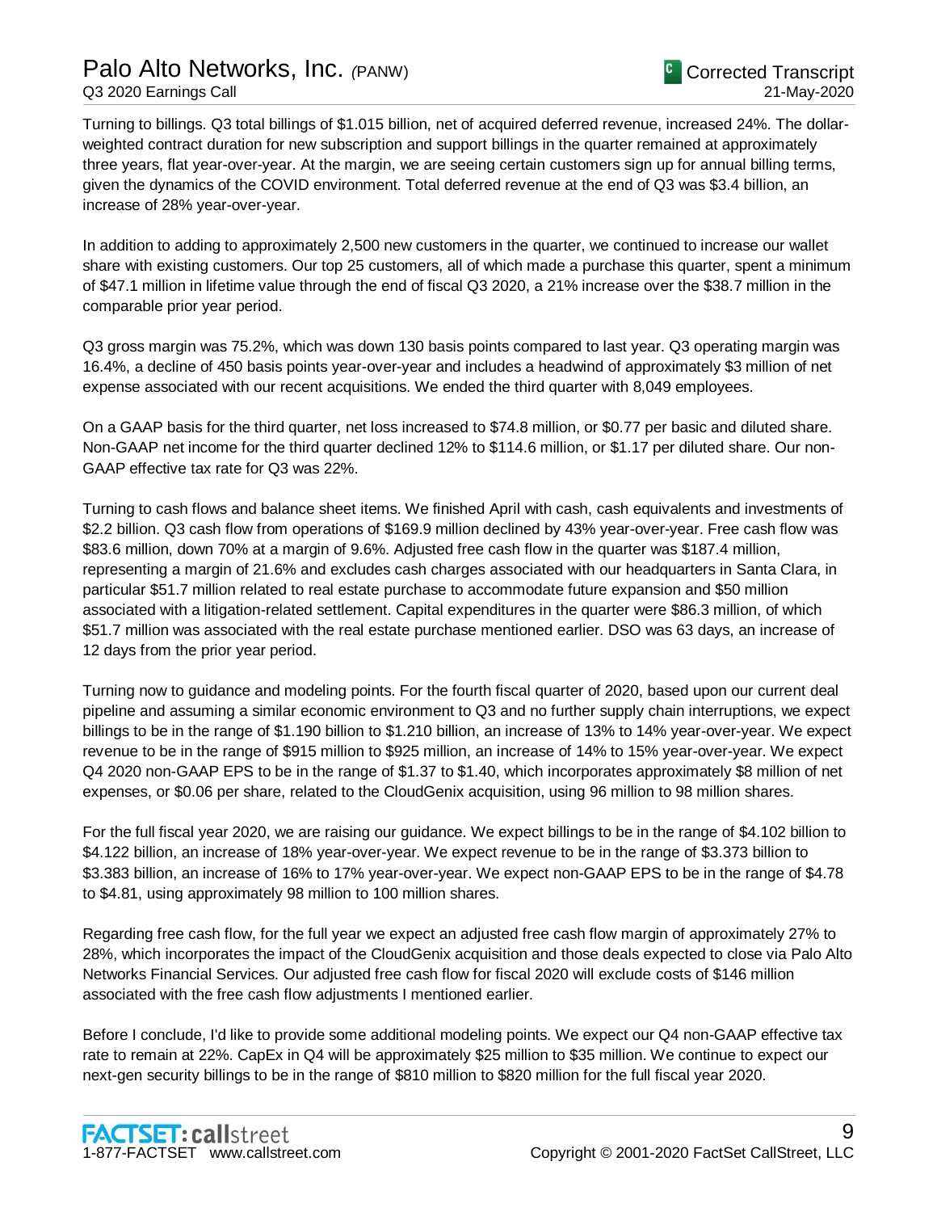Turning to billings. Q3 total billings of $1.015 billion, net of acquired deferred revenue, increased 24%. The dollar-weighted contract duration for new subscription and support billings in the quarter remained at approximately three years, flat year-over-year. At the margin, we are seeing certain customers sign up for annual billing terms, given the dynamics of the COVID environment. Total deferred revenue at the end of Q3 was $3.4 billion, an increase of 28% year-over-year.

In addition to adding to approximately 2,500 new customers in the quarter, we continued to increase our wallet share with existing customers. Our top 25 customers, all of which made a purchase this quarter, spent a minimum of $47.1 million in lifetime value through the end of fiscal Q3 2020, a 21% increase over the $38.7 million in the comparable prior year period.

Q3 gross margin was 75.2%, which was down 130 basis points compared to last year. Q3 operating margin was 16.4%, a decline of 450 basis points year-over-year and includes a headwind of approximately $3 million of net expense associated with our recent acquisitions. We ended the third quarter with 8,049 employees.

On a GAAP basis for the third quarter, net loss increased to $74.8 million, or $0.77 per basic and diluted share. Non-GAAP net income for the third quarter declined 12% to $114.6 million, or $1.17 per diluted share. Our non-GAAP effective tax rate for Q3 was 22%.

Turning to cash flows and balance sheet items. We finished April with cash, cash equivalents and investments of $2.2 billion. Q3 cash flow from operations of $169.9 million declined by 43% year-over-year. Free cash flow was $83.6 million, down 70% at a margin of 9.6%. Adjusted free cash flow in the quarter was $187.4 million, representing a margin of 21.6% and excludes cash charges associated with our headquarters in Santa Clara, in particular $51.7 million related to real estate purchase to accommodate future expansion and $50 million associated with a litigation-related settlement. Capital expenditures in the quarter were $86.3 million, of which $51.7 million was associated with the real estate purchase mentioned earlier. DSO was 63 days, an increase of 12 days from the prior year period.

Turning now to guidance and modeling points. For the fourth fiscal quarter of 2020, based upon our current deal pipeline and assuming a similar economic environment to Q3 and no further supply chain interruptions, we expect billings to be in the range of $1.190 billion to $1.210 billion, an increase of 13% to 14% year-over-year. We expect revenue to be in the range of $915 million to $925 million, an increase of 14% to 15% year-over-year. We expect Q4 2020 non-GAAP EPS to be in the range of $1.37 to $1.40, which incorporates approximately $8 million of net expenses, or $0.06 per share, related to the CloudGenix acquisition, using 96 million to 98 million shares.

For the full fiscal year 2020, we are raising our guidance. We expect billings to be in the range of $4.102 billion to $4.122 billion, an increase of 18% year-over-year. We expect revenue to be in the range of $3.373 billion to $3.383 billion, an increase of 16% to 17% year-over-year. We expect non-GAAP EPS to be in the range of $4.78 to $4.81, using approximately 98 million to 100 million shares.

Regarding free cash flow, for the full year we expect an adjusted free cash flow margin of approximately 27% to 28%, which incorporates the impact of the CloudGenix acquisition and those deals expected to close via Palo Alto Networks Financial Services. Our adjusted free cash flow for fiscal 2020 will exclude costs of $146 million associated with the free cash flow adjustments I mentioned earlier.

Before I conclude, I'd like to provide some additional modeling points. We expect our Q4 non-GAAP effective tax rate to remain at 22%. CapEx in Q4 will be approximately $25 million to $35 million. We continue to expect our next-gen security billings to be in the range of $810 million to $820 million for the full fiscal year 2020.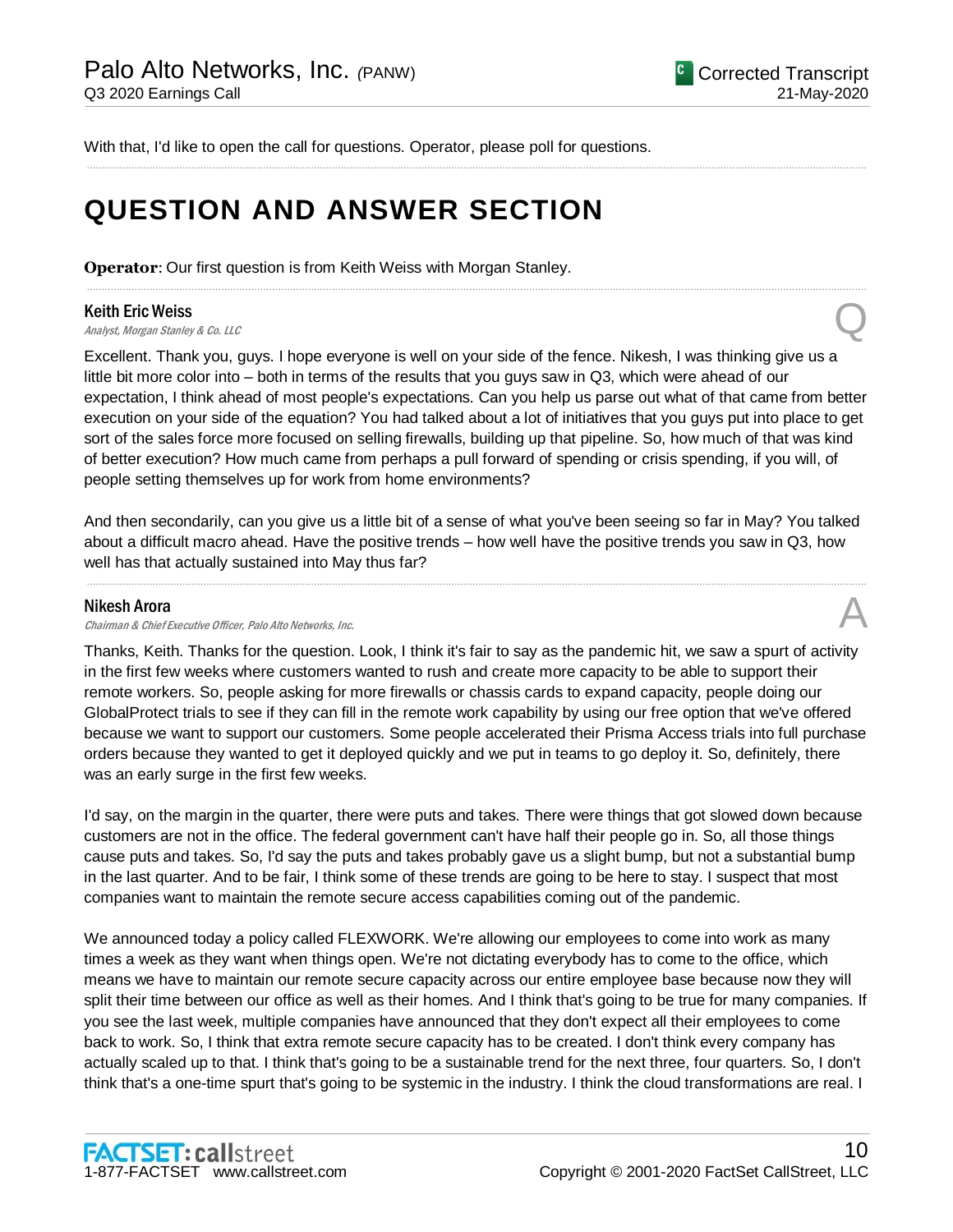With that, I'd like to open the call for questions. Operator, please poll for questions.

# QUESTION AND ANSWER SECTION

**Operator**: Our first question is from Keith Weiss with Morgan Stanley.

**Keith Eric Weiss**
*Analyst, Morgan Stanley & Co. LLC*

Q

Excellent. Thank you, guys. I hope everyone is well on your side of the fence. Nikesh, I was thinking give us a little bit more color into – both in terms of the results that you guys saw in Q3, which were ahead of our expectation, I think ahead of most people's expectations. Can you help us parse out what of that came from better execution on your side of the equation? You had talked about a lot of initiatives that you guys put into place to get sort of the sales force more focused on selling firewalls, building up that pipeline. So, how much of that was kind of better execution? How much came from perhaps a pull forward of spending or crisis spending, if you will, of people setting themselves up for work from home environments?

And then secondarily, can you give us a little bit of a sense of what you've been seeing so far in May? You talked about a difficult macro ahead. Have the positive trends – how well have the positive trends you saw in Q3, how well has that actually sustained into May thus far?

**Nikesh Arora**
*Chairman & Chief Executive Officer, Palo Alto Networks, Inc.*

A

Thanks, Keith. Thanks for the question. Look, I think it's fair to say as the pandemic hit, we saw a spurt of activity in the first few weeks where customers wanted to rush and create more capacity to be able to support their remote workers. So, people asking for more firewalls or chassis cards to expand capacity, people doing our GlobalProtect trials to see if they can fill in the remote work capability by using our free option that we've offered because we want to support our customers. Some people accelerated their Prisma Access trials into full purchase orders because they wanted to get it deployed quickly and we put in teams to go deploy it. So, definitely, there was an early surge in the first few weeks.

I'd say, on the margin in the quarter, there were puts and takes. There were things that got slowed down because customers are not in the office. The federal government can't have half their people go in. So, all those things cause puts and takes. So, I'd say the puts and takes probably gave us a slight bump, but not a substantial bump in the last quarter. And to be fair, I think some of these trends are going to be here to stay. I suspect that most companies want to maintain the remote secure access capabilities coming out of the pandemic.

We announced today a policy called FLEXWORK. We're allowing our employees to come into work as many times a week as they want when things open. We're not dictating everybody has to come to the office, which means we have to maintain our remote secure capacity across our entire employee base because now they will split their time between our office as well as their homes. And I think that's going to be true for many companies. If you see the last week, multiple companies have announced that they don't expect all their employees to come back to work. So, I think that extra remote secure capacity has to be created. I don't think every company has actually scaled up to that. I think that's going to be a sustainable trend for the next three, four quarters. So, I don't think that's a one-time spurt that's going to be systemic in the industry. I think the cloud transformations are real. I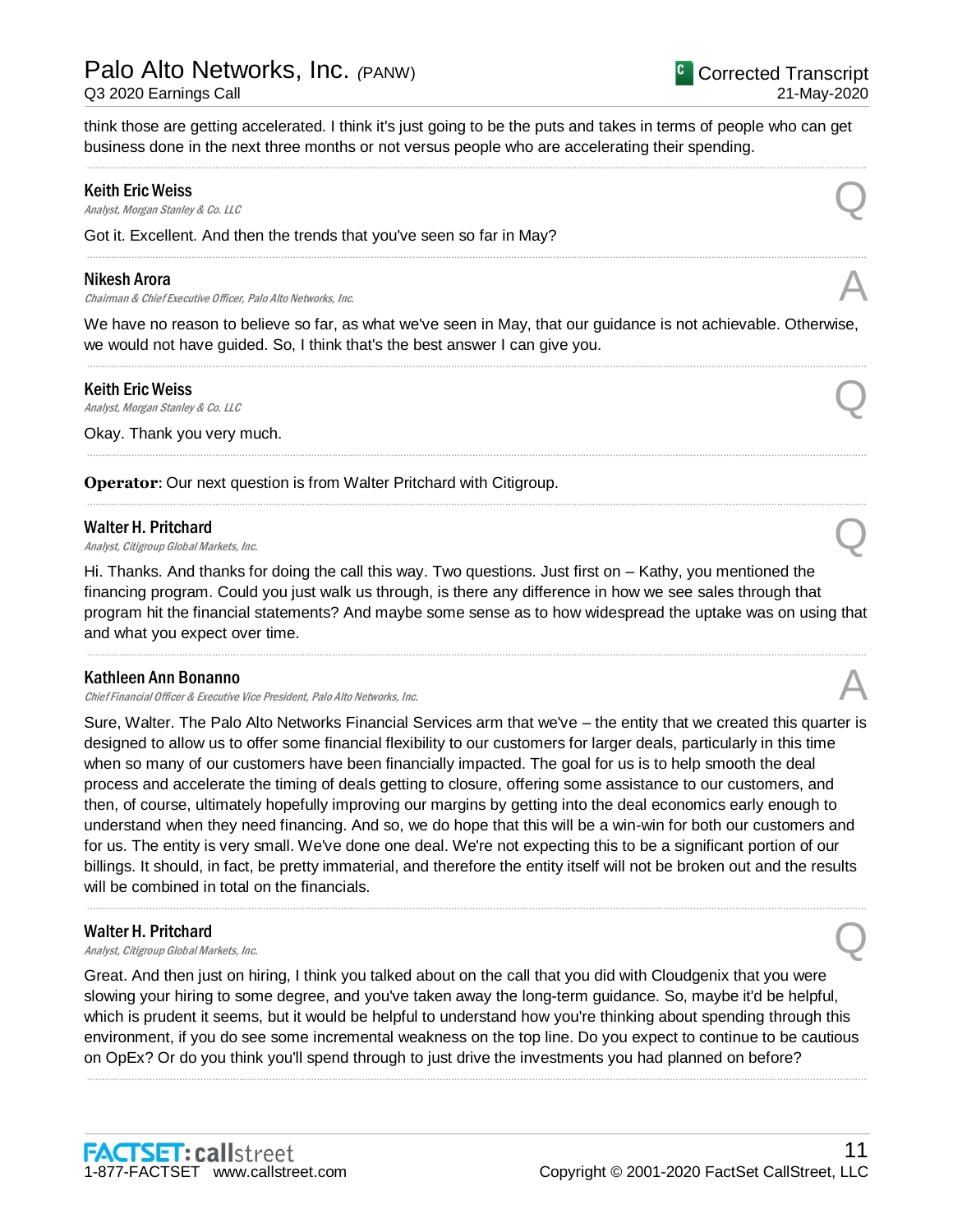think those are getting accelerated. I think it's just going to be the puts and takes in terms of people who can get business done in the next three months or not versus people who are accelerating their spending.

---

**Keith Eric Weiss**
*Analyst, Morgan Stanley & Co. LLC* **Q**

Got it. Excellent. And then the trends that you've seen so far in May?

---

**Nikesh Arora**
*Chairman & Chief Executive Officer, Palo Alto Networks, Inc.* **A**

We have no reason to believe so far, as what we've seen in May, that our guidance is not achievable. Otherwise, we would not have guided. So, I think that's the best answer I can give you.

---

**Keith Eric Weiss**
*Analyst, Morgan Stanley & Co. LLC* **Q**

Okay. Thank you very much.

---

**Operator**: Our next question is from Walter Pritchard with Citigroup.

---

**Walter H. Pritchard**
*Analyst, Citigroup Global Markets, Inc.* **Q**

Hi. Thanks. And thanks for doing the call this way. Two questions. Just first on – Kathy, you mentioned the financing program. Could you just walk us through, is there any difference in how we see sales through that program hit the financial statements? And maybe some sense as to how widespread the uptake was on using that and what you expect over time.

---

**Kathleen Ann Bonanno**
*Chief Financial Officer & Executive Vice President, Palo Alto Networks, Inc.* **A**

Sure, Walter. The Palo Alto Networks Financial Services arm that we've – the entity that we created this quarter is designed to allow us to offer some financial flexibility to our customers for larger deals, particularly in this time when so many of our customers have been financially impacted. The goal for us is to help smooth the deal process and accelerate the timing of deals getting to closure, offering some assistance to our customers, and then, of course, ultimately hopefully improving our margins by getting into the deal economics early enough to understand when they need financing. And so, we do hope that this will be a win-win for both our customers and for us. The entity is very small. We've done one deal. We're not expecting this to be a significant portion of our billings. It should, in fact, be pretty immaterial, and therefore the entity itself will not be broken out and the results will be combined in total on the financials.

---

**Walter H. Pritchard**
*Analyst, Citigroup Global Markets, Inc.* **Q**

Great. And then just on hiring, I think you talked about on the call that you did with Cloudgenix that you were slowing your hiring to some degree, and you've taken away the long-term guidance. So, maybe it'd be helpful, which is prudent it seems, but it would be helpful to understand how you're thinking about spending through this environment, if you do see some incremental weakness on the top line. Do you expect to continue to be cautious on OpEx? Or do you think you'll spend through to just drive the investments you had planned on before?

---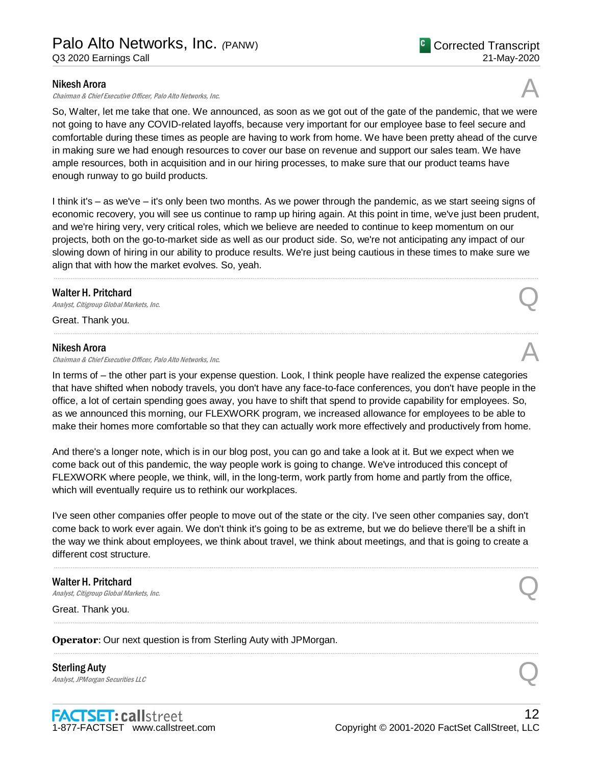**Nikesh Arora**
*Chairman & Chief Executive Officer, Palo Alto Networks, Inc.*

A

So, Walter, let me take that one. We announced, as soon as we got out of the gate of the pandemic, that we were not going to have any COVID-related layoffs, because very important for our employee base to feel secure and comfortable during these times as people are having to work from home. We have been pretty ahead of the curve in making sure we had enough resources to cover our base on revenue and support our sales team. We have ample resources, both in acquisition and in our hiring processes, to make sure that our product teams have enough runway to go build products.

I think it's – as we've – it's only been two months. As we power through the pandemic, as we start seeing signs of economic recovery, you will see us continue to ramp up hiring again. At this point in time, we've just been prudent, and we're hiring very, very critical roles, which we believe are needed to continue to keep momentum on our projects, both on the go-to-market side as well as our product side. So, we're not anticipating any impact of our slowing down of hiring in our ability to produce results. We're just being cautious in these times to make sure we align that with how the market evolves. So, yeah.

---

**Walter H. Pritchard**
*Analyst, Citigroup Global Markets, Inc.*

Q

Great. Thank you.

---

**Nikesh Arora**
*Chairman & Chief Executive Officer, Palo Alto Networks, Inc.*

A

In terms of – the other part is your expense question. Look, I think people have realized the expense categories that have shifted when nobody travels, you don't have any face-to-face conferences, you don't have people in the office, a lot of certain spending goes away, you have to shift that spend to provide capability for employees. So, as we announced this morning, our FLEXWORK program, we increased allowance for employees to be able to make their homes more comfortable so that they can actually work more effectively and productively from home.

And there's a longer note, which is in our blog post, you can go and take a look at it. But we expect when we come back out of this pandemic, the way people work is going to change. We've introduced this concept of FLEXWORK where people, we think, will, in the long-term, work partly from home and partly from the office, which will eventually require us to rethink our workplaces.

I've seen other companies offer people to move out of the state or the city. I've seen other companies say, don't come back to work ever again. We don't think it's going to be as extreme, but we do believe there'll be a shift in the way we think about employees, we think about travel, we think about meetings, and that is going to create a different cost structure.

---

**Walter H. Pritchard**
*Analyst, Citigroup Global Markets, Inc.*

Q

Great. Thank you.

---

**Operator**: Our next question is from Sterling Auty with JPMorgan.

---

**Sterling Auty**
*Analyst, JPMorgan Securities LLC*

Q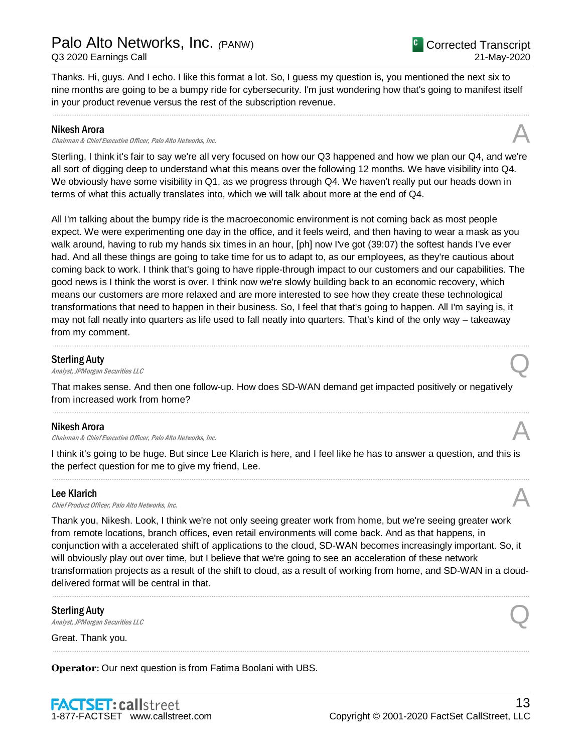Thanks. Hi, guys. And I echo. I like this format a lot. So, I guess my question is, you mentioned the next six to nine months are going to be a bumpy ride for cybersecurity. I'm just wondering how that's going to manifest itself in your product revenue versus the rest of the subscription revenue.

---

**Nikesh Arora**
*Chairman & Chief Executive Officer, Palo Alto Networks, Inc.* **A**

Sterling, I think it's fair to say we're all very focused on how our Q3 happened and how we plan our Q4, and we're all sort of digging deep to understand what this means over the following 12 months. We have visibility into Q4. We obviously have some visibility in Q1, as we progress through Q4. We haven't really put our heads down in terms of what this actually translates into, which we will talk about more at the end of Q4.

All I'm talking about the bumpy ride is the macroeconomic environment is not coming back as most people expect. We were experimenting one day in the office, and it feels weird, and then having to wear a mask as you walk around, having to rub my hands six times in an hour, [ph] now I've got (39:07) the softest hands I've ever had. And all these things are going to take time for us to adapt to, as our employees, as they're cautious about coming back to work. I think that's going to have ripple-through impact to our customers and our capabilities. The good news is I think the worst is over. I think now we're slowly building back to an economic recovery, which means our customers are more relaxed and are more interested to see how they create these technological transformations that need to happen in their business. So, I feel that that's going to happen. All I'm saying is, it may not fall neatly into quarters as life used to fall neatly into quarters. That's kind of the only way – takeaway from my comment.

---

**Sterling Auty**
*Analyst, JPMorgan Securities LLC* **Q**

That makes sense. And then one follow-up. How does SD-WAN demand get impacted positively or negatively from increased work from home?

---

**Nikesh Arora**
*Chairman & Chief Executive Officer, Palo Alto Networks, Inc.* **A**

I think it's going to be huge. But since Lee Klarich is here, and I feel like he has to answer a question, and this is the perfect question for me to give my friend, Lee.

---

**Lee Klarich**
*Chief Product Officer, Palo Alto Networks, Inc.* **A**

Thank you, Nikesh. Look, I think we're not only seeing greater work from home, but we're seeing greater work from remote locations, branch offices, even retail environments will come back. And as that happens, in conjunction with a accelerated shift of applications to the cloud, SD-WAN becomes increasingly important. So, it will obviously play out over time, but I believe that we're going to see an acceleration of these network transformation projects as a result of the shift to cloud, as a result of working from home, and SD-WAN in a cloud-delivered format will be central in that.

---

**Sterling Auty**
*Analyst, JPMorgan Securities LLC* **Q**

Great. Thank you.

---

**Operator**: Our next question is from Fatima Boolani with UBS.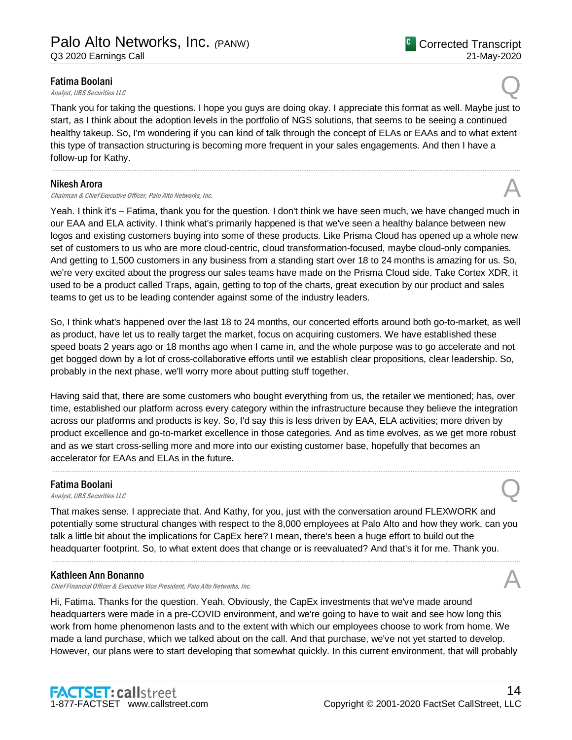**Fatima Boolani**
*Analyst, UBS Securities LLC*

Q

Thank you for taking the questions. I hope you guys are doing okay. I appreciate this format as well. Maybe just to start, as I think about the adoption levels in the portfolio of NGS solutions, that seems to be seeing a continued healthy takeup. So, I'm wondering if you can kind of talk through the concept of ELAs or EAAs and to what extent this type of transaction structuring is becoming more frequent in your sales engagements. And then I have a follow-up for Kathy.

---

**Nikesh Arora**
*Chairman & Chief Executive Officer, Palo Alto Networks, Inc.*

A

Yeah. I think it's – Fatima, thank you for the question. I don't think we have seen much, we have changed much in our EAA and ELA activity. I think what's primarily happened is that we've seen a healthy balance between new logos and existing customers buying into some of these products. Like Prisma Cloud has opened up a whole new set of customers to us who are more cloud-centric, cloud transformation-focused, maybe cloud-only companies. And getting to 1,500 customers in any business from a standing start over 18 to 24 months is amazing for us. So, we're very excited about the progress our sales teams have made on the Prisma Cloud side. Take Cortex XDR, it used to be a product called Traps, again, getting to top of the charts, great execution by our product and sales teams to get us to be leading contender against some of the industry leaders.

So, I think what's happened over the last 18 to 24 months, our concerted efforts around both go-to-market, as well as product, have let us to really target the market, focus on acquiring customers. We have established these speed boats 2 years ago or 18 months ago when I came in, and the whole purpose was to go accelerate and not get bogged down by a lot of cross-collaborative efforts until we establish clear propositions, clear leadership. So, probably in the next phase, we'll worry more about putting stuff together.

Having said that, there are some customers who bought everything from us, the retailer we mentioned; has, over time, established our platform across every category within the infrastructure because they believe the integration across our platforms and products is key. So, I'd say this is less driven by EAA, ELA activities; more driven by product excellence and go-to-market excellence in those categories. And as time evolves, as we get more robust and as we start cross-selling more and more into our existing customer base, hopefully that becomes an accelerator for EAAs and ELAs in the future.

---

**Fatima Boolani**
*Analyst, UBS Securities LLC*

Q

That makes sense. I appreciate that. And Kathy, for you, just with the conversation around FLEXWORK and potentially some structural changes with respect to the 8,000 employees at Palo Alto and how they work, can you talk a little bit about the implications for CapEx here? I mean, there's been a huge effort to build out the headquarter footprint. So, to what extent does that change or is reevaluated? And that's it for me. Thank you.

---

**Kathleen Ann Bonanno**
*Chief Financial Officer & Executive Vice President, Palo Alto Networks, Inc.*

A

Hi, Fatima. Thanks for the question. Yeah. Obviously, the CapEx investments that we've made around headquarters were made in a pre-COVID environment, and we're going to have to wait and see how long this work from home phenomenon lasts and to the extent with which our employees choose to work from home. We made a land purchase, which we talked about on the call. And that purchase, we've not yet started to develop. However, our plans were to start developing that somewhat quickly. In this current environment, that will probably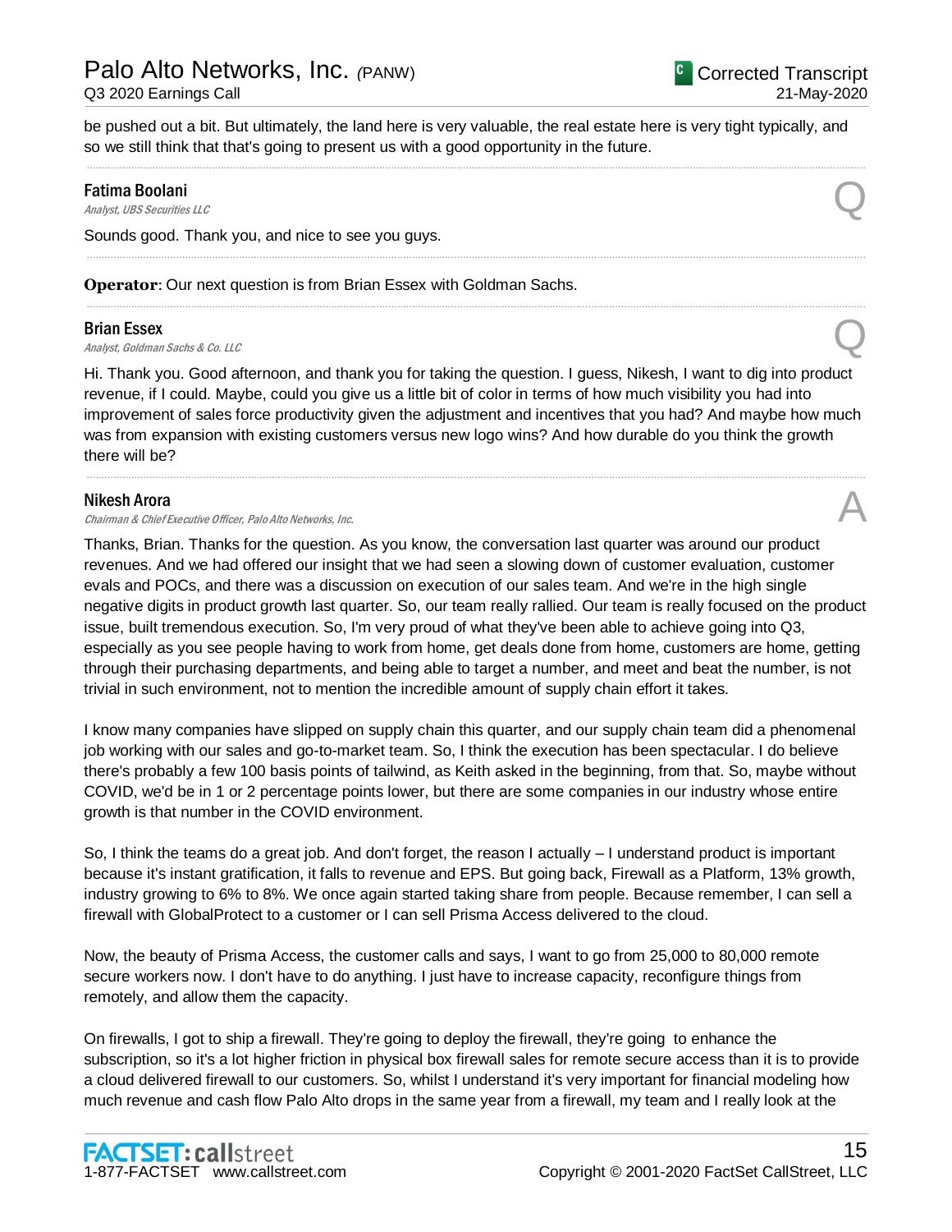be pushed out a bit. But ultimately, the land here is very valuable, the real estate here is very tight typically, and so we still think that that's going to present us with a good opportunity in the future.

---

**Fatima Boolani**
*Analyst, UBS Securities LLC* **Q**

Sounds good. Thank you, and nice to see you guys.

---

**Operator**: Our next question is from Brian Essex with Goldman Sachs.

---

**Brian Essex**
*Analyst, Goldman Sachs & Co. LLC* **Q**

Hi. Thank you. Good afternoon, and thank you for taking the question. I guess, Nikesh, I want to dig into product revenue, if I could. Maybe, could you give us a little bit of color in terms of how much visibility you had into improvement of sales force productivity given the adjustment and incentives that you had? And maybe how much was from expansion with existing customers versus new logo wins? And how durable do you think the growth there will be?

---

**Nikesh Arora**
*Chairman & Chief Executive Officer, Palo Alto Networks, Inc.* **A**

Thanks, Brian. Thanks for the question. As you know, the conversation last quarter was around our product revenues. And we had offered our insight that we had seen a slowing down of customer evaluation, customer evals and POCs, and there was a discussion on execution of our sales team. And we're in the high single negative digits in product growth last quarter. So, our team really rallied. Our team is really focused on the product issue, built tremendous execution. So, I'm very proud of what they've been able to achieve going into Q3, especially as you see people having to work from home, get deals done from home, customers are home, getting through their purchasing departments, and being able to target a number, and meet and beat the number, is not trivial in such environment, not to mention the incredible amount of supply chain effort it takes.

I know many companies have slipped on supply chain this quarter, and our supply chain team did a phenomenal job working with our sales and go-to-market team. So, I think the execution has been spectacular. I do believe there's probably a few 100 basis points of tailwind, as Keith asked in the beginning, from that. So, maybe without COVID, we'd be in 1 or 2 percentage points lower, but there are some companies in our industry whose entire growth is that number in the COVID environment.

So, I think the teams do a great job. And don't forget, the reason I actually – I understand product is important because it's instant gratification, it falls to revenue and EPS. But going back, Firewall as a Platform, 13% growth, industry growing to 6% to 8%. We once again started taking share from people. Because remember, I can sell a firewall with GlobalProtect to a customer or I can sell Prisma Access delivered to the cloud.

Now, the beauty of Prisma Access, the customer calls and says, I want to go from 25,000 to 80,000 remote secure workers now. I don't have to do anything. I just have to increase capacity, reconfigure things from remotely, and allow them the capacity.

On firewalls, I got to ship a firewall. They're going to deploy the firewall, they're going to enhance the subscription, so it's a lot higher friction in physical box firewall sales for remote secure access than it is to provide a cloud delivered firewall to our customers. So, whilst I understand it's very important for financial modeling how much revenue and cash flow Palo Alto drops in the same year from a firewall, my team and I really look at the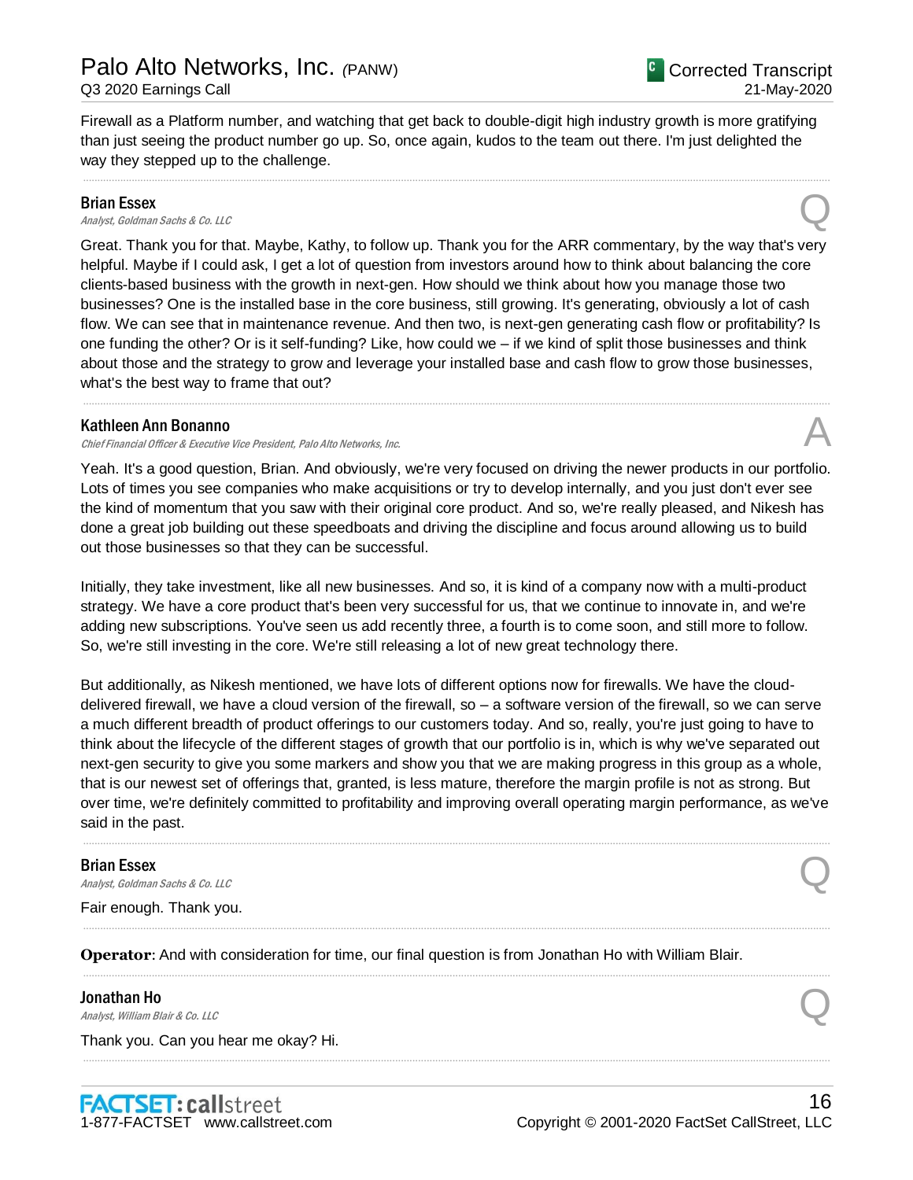Firewall as a Platform number, and watching that get back to double-digit high industry growth is more gratifying than just seeing the product number go up. So, once again, kudos to the team out there. I'm just delighted the way they stepped up to the challenge.

---

**Brian Essex**
*Analyst, Goldman Sachs & Co. LLC*

Q

Great. Thank you for that. Maybe, Kathy, to follow up. Thank you for the ARR commentary, by the way that's very helpful. Maybe if I could ask, I get a lot of question from investors around how to think about balancing the core clients-based business with the growth in next-gen. How should we think about how you manage those two businesses? One is the installed base in the core business, still growing. It's generating, obviously a lot of cash flow. We can see that in maintenance revenue. And then two, is next-gen generating cash flow or profitability? Is one funding the other? Or is it self-funding? Like, how could we – if we kind of split those businesses and think about those and the strategy to grow and leverage your installed base and cash flow to grow those businesses, what's the best way to frame that out?

---

**Kathleen Ann Bonanno**
*Chief Financial Officer & Executive Vice President, Palo Alto Networks, Inc.*

A

Yeah. It's a good question, Brian. And obviously, we're very focused on driving the newer products in our portfolio. Lots of times you see companies who make acquisitions or try to develop internally, and you just don't ever see the kind of momentum that you saw with their original core product. And so, we're really pleased, and Nikesh has done a great job building out these speedboats and driving the discipline and focus around allowing us to build out those businesses so that they can be successful.

Initially, they take investment, like all new businesses. And so, it is kind of a company now with a multi-product strategy. We have a core product that's been very successful for us, that we continue to innovate in, and we're adding new subscriptions. You've seen us add recently three, a fourth is to come soon, and still more to follow. So, we're still investing in the core. We're still releasing a lot of new great technology there.

But additionally, as Nikesh mentioned, we have lots of different options now for firewalls. We have the cloud-delivered firewall, we have a cloud version of the firewall, so – a software version of the firewall, so we can serve a much different breadth of product offerings to our customers today. And so, really, you're just going to have to think about the lifecycle of the different stages of growth that our portfolio is in, which is why we've separated out next-gen security to give you some markers and show you that we are making progress in this group as a whole, that is our newest set of offerings that, granted, is less mature, therefore the margin profile is not as strong. But over time, we're definitely committed to profitability and improving overall operating margin performance, as we've said in the past.

---

**Brian Essex**
*Analyst, Goldman Sachs & Co. LLC*

Q

Fair enough. Thank you.

---

**Operator**: And with consideration for time, our final question is from Jonathan Ho with William Blair.

---

**Jonathan Ho**
*Analyst, William Blair & Co. LLC*

Q

Thank you. Can you hear me okay? Hi.

---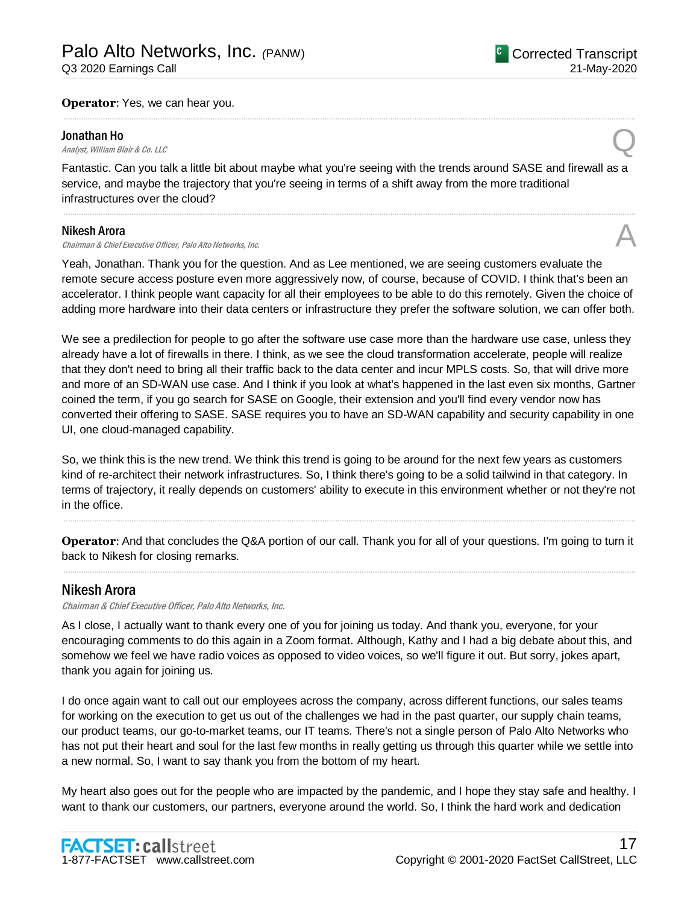**Operator**: Yes, we can hear you.

---

**Jonathan Ho**
*Analyst, William Blair & Co. LLC*

Q

Fantastic. Can you talk a little bit about maybe what you're seeing with the trends around SASE and firewall as a service, and maybe the trajectory that you're seeing in terms of a shift away from the more traditional infrastructures over the cloud?

---

**Nikesh Arora**
*Chairman & Chief Executive Officer, Palo Alto Networks, Inc.*

A

Yeah, Jonathan. Thank you for the question. And as Lee mentioned, we are seeing customers evaluate the remote secure access posture even more aggressively now, of course, because of COVID. I think that's been an accelerator. I think people want capacity for all their employees to be able to do this remotely. Given the choice of adding more hardware into their data centers or infrastructure they prefer the software solution, we can offer both.

We see a predilection for people to go after the software use case more than the hardware use case, unless they already have a lot of firewalls in there. I think, as we see the cloud transformation accelerate, people will realize that they don't need to bring all their traffic back to the data center and incur MPLS costs. So, that will drive more and more of an SD-WAN use case. And I think if you look at what's happened in the last even six months, Gartner coined the term, if you go search for SASE on Google, their extension and you'll find every vendor now has converted their offering to SASE. SASE requires you to have an SD-WAN capability and security capability in one UI, one cloud-managed capability.

So, we think this is the new trend. We think this trend is going to be around for the next few years as customers kind of re-architect their network infrastructures. So, I think there's going to be a solid tailwind in that category. In terms of trajectory, it really depends on customers' ability to execute in this environment whether or not they're not in the office.

---

**Operator**: And that concludes the Q&A portion of our call. Thank you for all of your questions. I'm going to turn it back to Nikesh for closing remarks.

---

## Nikesh Arora

*Chairman & Chief Executive Officer, Palo Alto Networks, Inc.*

As I close, I actually want to thank every one of you for joining us today. And thank you, everyone, for your encouraging comments to do this again in a Zoom format. Although, Kathy and I had a big debate about this, and somehow we feel we have radio voices as opposed to video voices, so we'll figure it out. But sorry, jokes apart, thank you again for joining us.

I do once again want to call out our employees across the company, across different functions, our sales teams for working on the execution to get us out of the challenges we had in the past quarter, our supply chain teams, our product teams, our go-to-market teams, our IT teams. There's not a single person of Palo Alto Networks who has not put their heart and soul for the last few months in really getting us through this quarter while we settle into a new normal. So, I want to say thank you from the bottom of my heart.

My heart also goes out for the people who are impacted by the pandemic, and I hope they stay safe and healthy. I want to thank our customers, our partners, everyone around the world. So, I think the hard work and dedication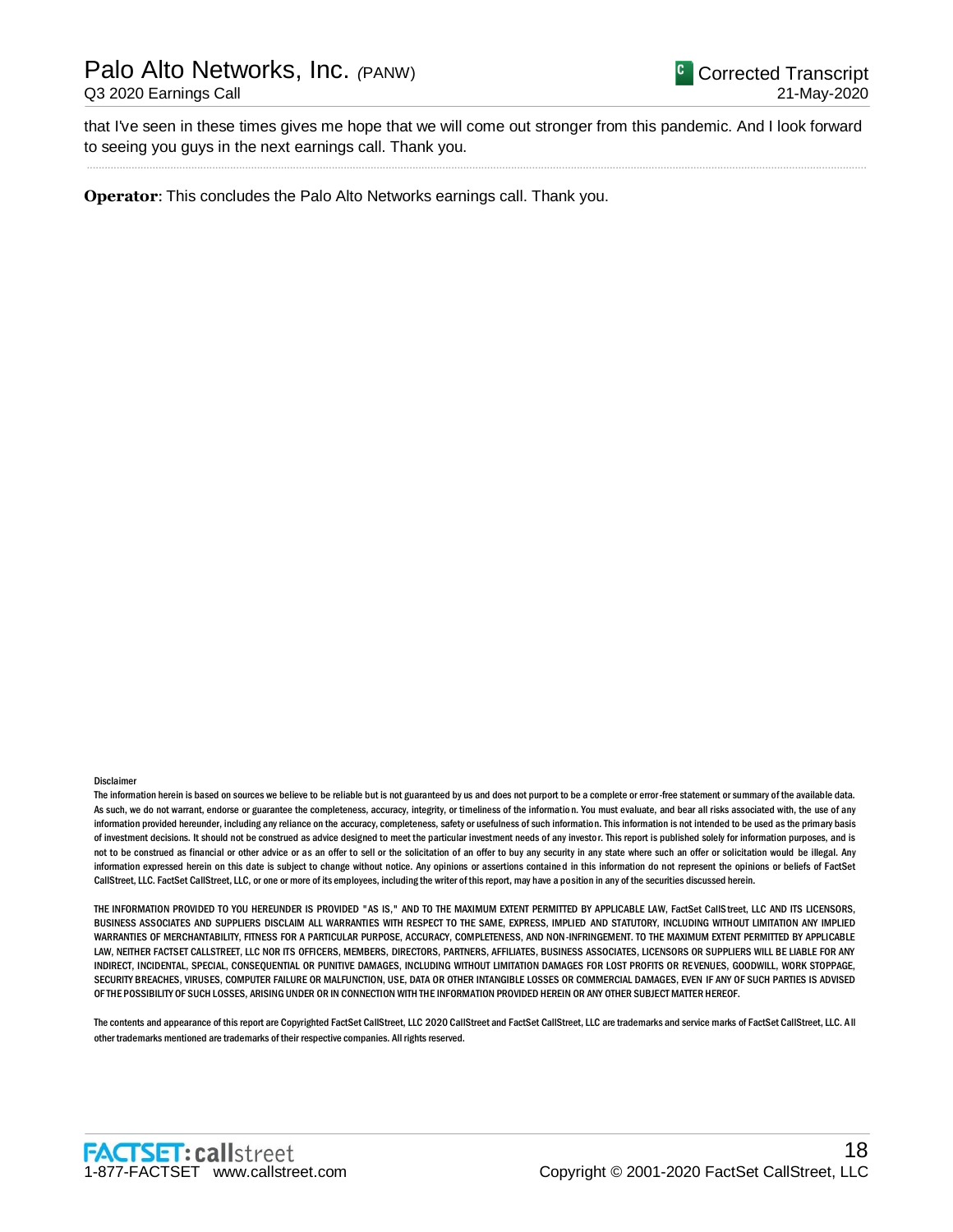that I've seen in these times gives me hope that we will come out stronger from this pandemic. And I look forward to seeing you guys in the next earnings call. Thank you.

---

**Operator**: This concludes the Palo Alto Networks earnings call. Thank you.

Disclaimer

The information herein is based on sources we believe to be reliable but is not guaranteed by us and does not purport to be a complete or error-free statement or summary of the available data. As such, we do not warrant, endorse or guarantee the completeness, accuracy, integrity, or timeliness of the information. You must evaluate, and bear all risks associated with, the use of any information provided hereunder, including any reliance on the accuracy, completeness, safety or usefulness of such information. This information is not intended to be used as the primary basis of investment decisions. It should not be construed as advice designed to meet the particular investment needs of any investor. This report is published solely for information purposes, and is not to be construed as financial or other advice or as an offer to sell or the solicitation of an offer to buy any security in any state where such an offer or solicitation would be illegal. Any information expressed herein on this date is subject to change without notice. Any opinions or assertions contained in this information do not represent the opinions or beliefs of FactSet CallStreet, LLC. FactSet CallStreet, LLC, or one or more of its employees, including the writer of this report, may have a position in any of the securities discussed herein.

THE INFORMATION PROVIDED TO YOU HEREUNDER IS PROVIDED "AS IS," AND TO THE MAXIMUM EXTENT PERMITTED BY APPLICABLE LAW, FactSet CallStreet, LLC AND ITS LICENSORS, BUSINESS ASSOCIATES AND SUPPLIERS DISCLAIM ALL WARRANTIES WITH RESPECT TO THE SAME, EXPRESS, IMPLIED AND STATUTORY, INCLUDING WITHOUT LIMITATION ANY IMPLIED WARRANTIES OF MERCHANTABILITY, FITNESS FOR A PARTICULAR PURPOSE, ACCURACY, COMPLETENESS, AND NON-INFRINGEMENT. TO THE MAXIMUM EXTENT PERMITTED BY APPLICABLE LAW, NEITHER FACTSET CALLSTREET, LLC NOR ITS OFFICERS, MEMBERS, DIRECTORS, PARTNERS, AFFILIATES, BUSINESS ASSOCIATES, LICENSORS OR SUPPLIERS WILL BE LIABLE FOR ANY INDIRECT, INCIDENTAL, SPECIAL, CONSEQUENTIAL OR PUNITIVE DAMAGES, INCLUDING WITHOUT LIMITATION DAMAGES FOR LOST PROFITS OR REVENUES, GOODWILL, WORK STOPPAGE, SECURITY BREACHES, VIRUSES, COMPUTER FAILURE OR MALFUNCTION, USE, DATA OR OTHER INTANGIBLE LOSSES OR COMMERCIAL DAMAGES, EVEN IF ANY OF SUCH PARTIES IS ADVISED OF THE POSSIBILITY OF SUCH LOSSES, ARISING UNDER OR IN CONNECTION WITH THE INFORMATION PROVIDED HEREIN OR ANY OTHER SUBJECT MATTER HEREOF.

The contents and appearance of this report are Copyrighted FactSet CallStreet, LLC 2020 CallStreet and FactSet CallStreet, LLC are trademarks and service marks of FactSet CallStreet, LLC. All other trademarks mentioned are trademarks of their respective companies. All rights reserved.